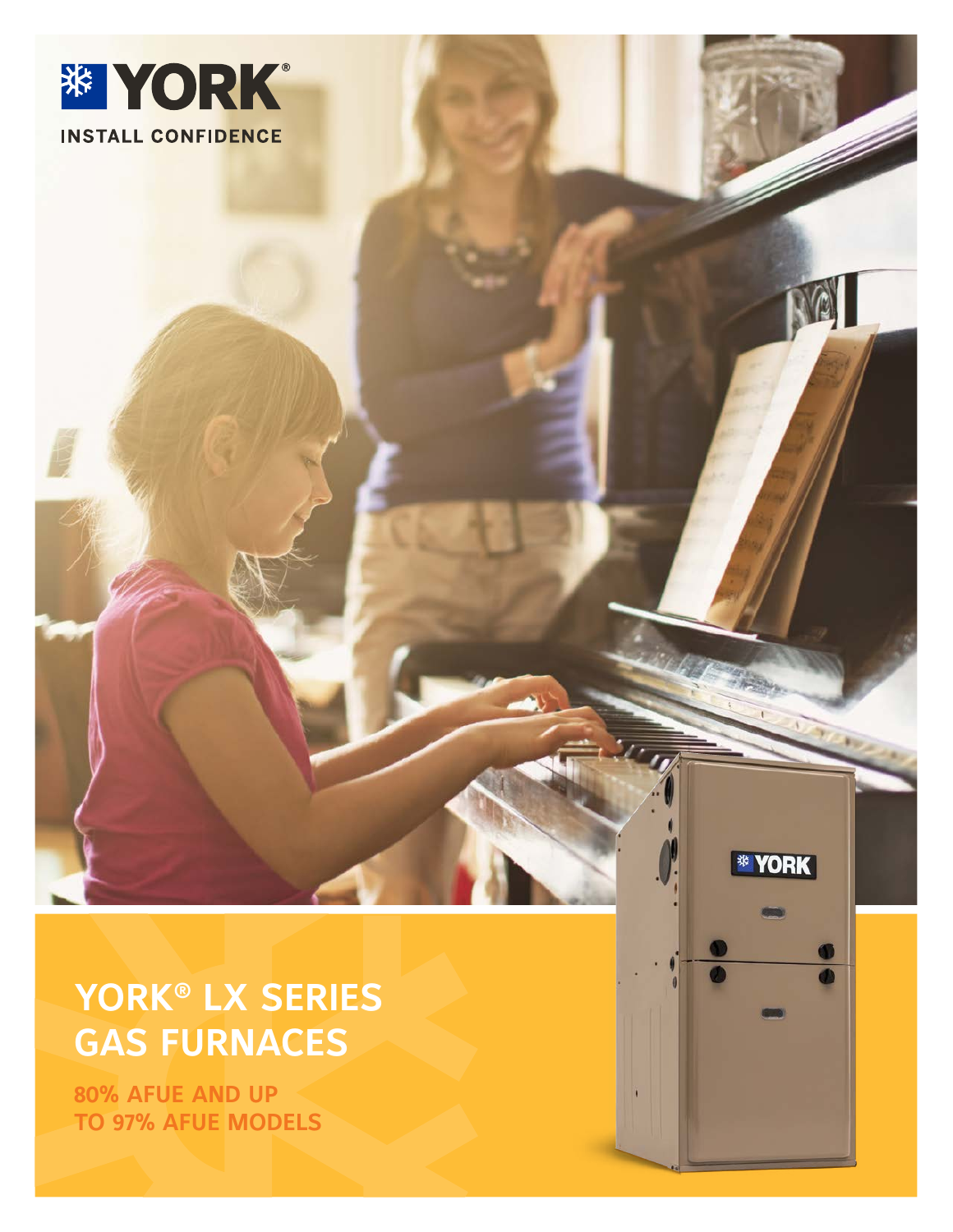YORK®

INSTALL CONFIDENCE

# YORK® LX SERIES GAS FURNACES

## 80% AFUE AND UP TO 97% AFUE MODELS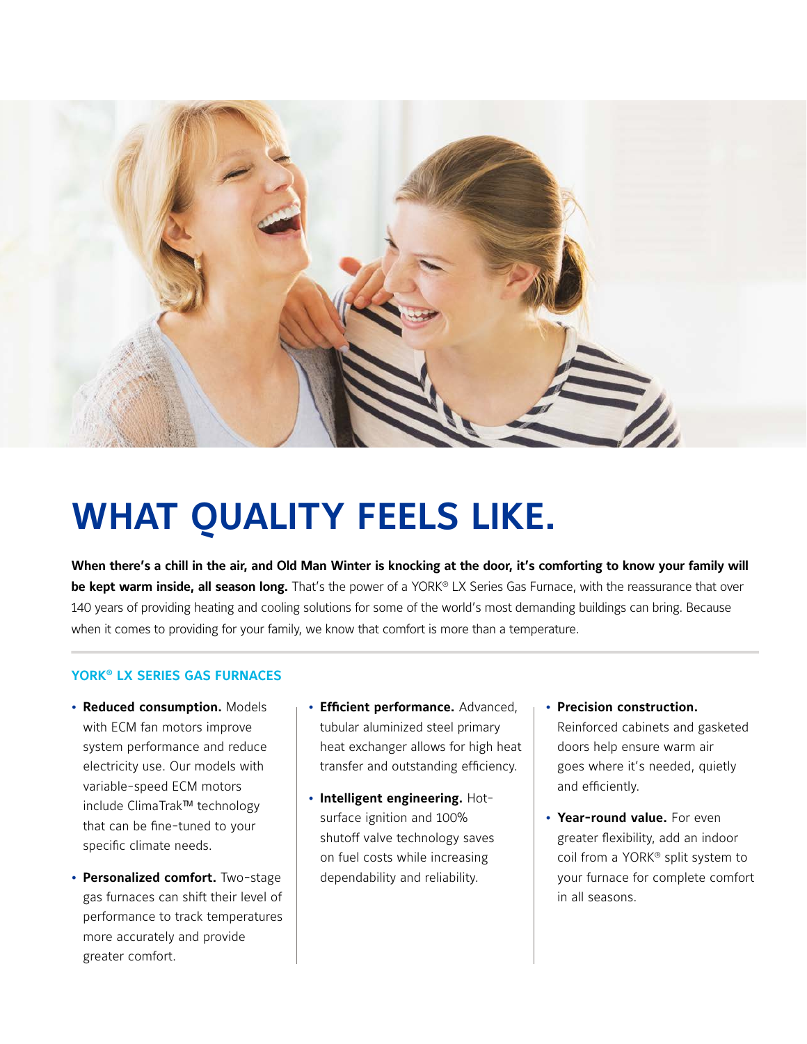# WHAT QUALITY FEELS LIKE.

**When there's a chill in the air, and Old Man Winter is knocking at the door, it's comforting to know your family will be kept warm inside, all season long.** That's the power of a YORK® LX Series Gas Furnace, with the reassurance that over 140 years of providing heating and cooling solutions for some of the world's most demanding buildings can bring. Because when it comes to providing for your family, we know that comfort is more than a temperature.

## YORK® LX SERIES GAS FURNACES

- **Reduced consumption.** Models with ECM fan motors improve system performance and reduce electricity use. Our models with variable-speed ECM motors include ClimaTrak™ technology that can be fine-tuned to your specific climate needs.
- **Personalized comfort.** Two-stage gas furnaces can shift their level of performance to track temperatures more accurately and provide greater comfort.
- **Efficient performance.** Advanced, tubular aluminized steel primary heat exchanger allows for high heat transfer and outstanding efficiency.
- **Intelligent engineering.** Hot-surface ignition and 100% shutoff valve technology saves on fuel costs while increasing dependability and reliability.
- **Precision construction.** Reinforced cabinets and gasketed doors help ensure warm air goes where it's needed, quietly and efficiently.
- **Year-round value.** For even greater flexibility, add an indoor coil from a YORK® split system to your furnace for complete comfort in all seasons.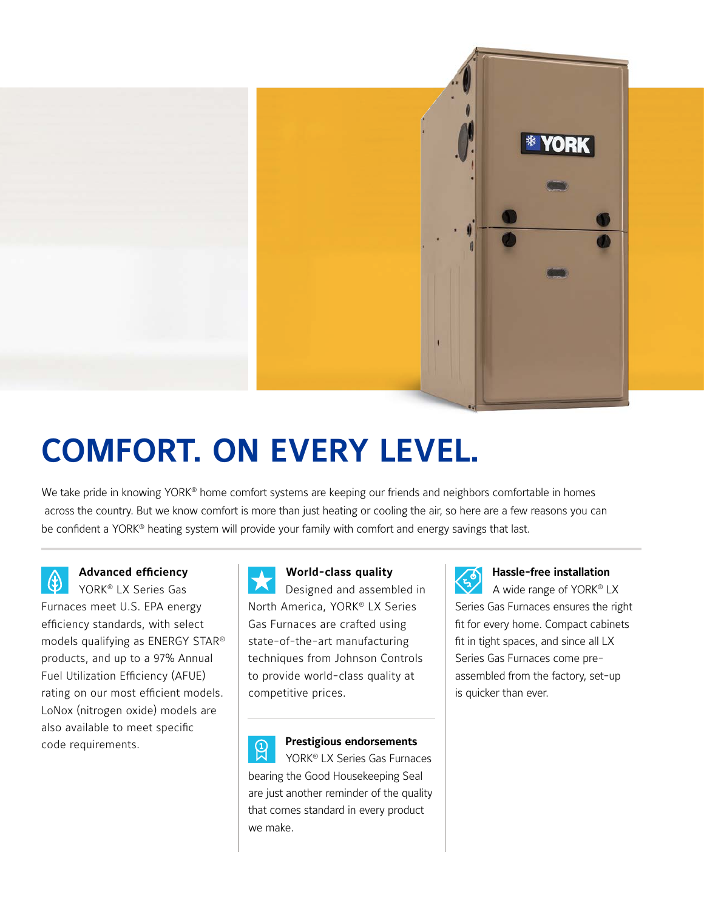# COMFORT. ON EVERY LEVEL.

We take pride in knowing YORK® home comfort systems are keeping our friends and neighbors comfortable in homes across the country. But we know comfort is more than just heating or cooling the air, so here are a few reasons you can be confident a YORK® heating system will provide your family with comfort and energy savings that last.

### Advanced efficiency

YORK® LX Series Gas Furnaces meet U.S. EPA energy efficiency standards, with select models qualifying as ENERGY STAR® products, and up to a 97% Annual Fuel Utilization Efficiency (AFUE) rating on our most efficient models. LoNox (nitrogen oxide) models are also available to meet specific code requirements.

### World-class quality

Designed and assembled in North America, YORK® LX Series Gas Furnaces are crafted using state-of-the-art manufacturing techniques from Johnson Controls to provide world-class quality at competitive prices.

### Prestigious endorsements

YORK® LX Series Gas Furnaces bearing the Good Housekeeping Seal are just another reminder of the quality that comes standard in every product we make.

### Hassle-free installation

A wide range of YORK® LX Series Gas Furnaces ensures the right fit for every home. Compact cabinets fit in tight spaces, and since all LX Series Gas Furnaces come pre-assembled from the factory, set-up is quicker than ever.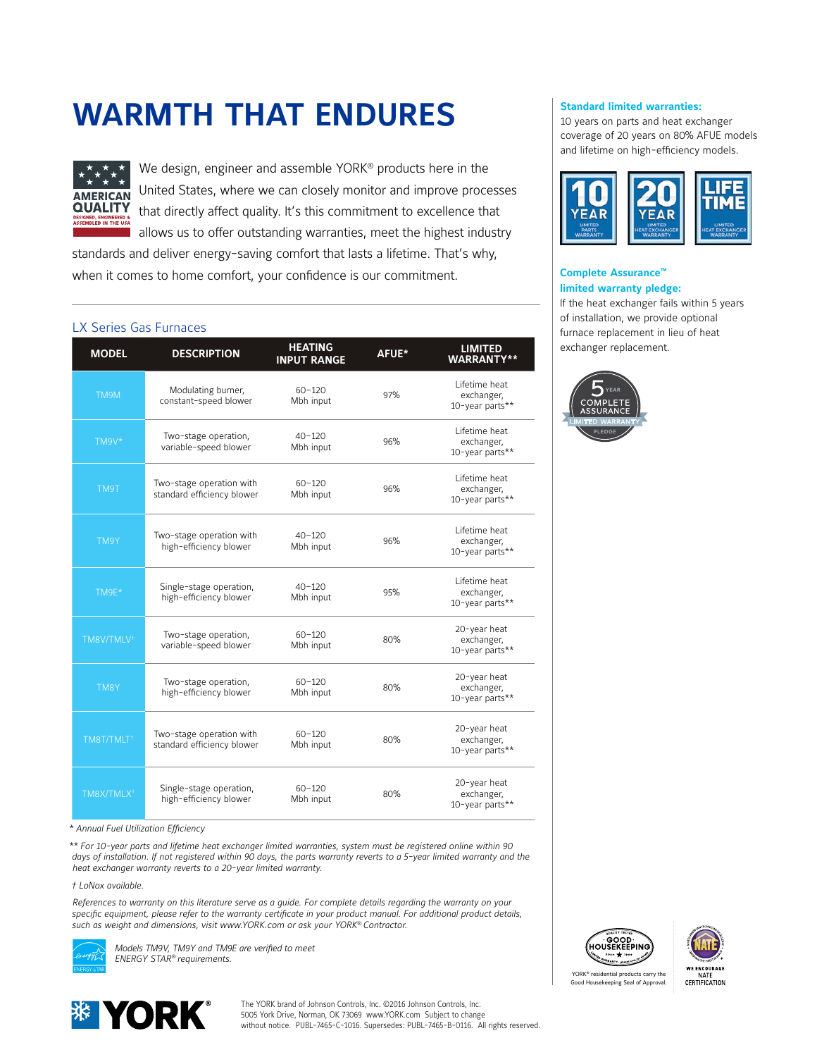# WARMTH THAT ENDURES

AMERICAN QUALITY
DESIGNED, ENGINEERED & ASSEMBLED IN THE USA

We design, engineer and assemble YORK® products here in the United States, where we can closely monitor and improve processes that directly affect quality. It's this commitment to excellence that allows us to offer outstanding warranties, meet the highest industry standards and deliver energy-saving comfort that lasts a lifetime. That's why, when it comes to home comfort, your confidence is our commitment.

### LX Series Gas Furnaces

| MODEL | DESCRIPTION | HEATING INPUT RANGE | AFUE* | LIMITED WARRANTY** |
|---|---|---|---|---|
| TM9M | Modulating burner, constant-speed blower | 60–120 Mbh input | 97% | Lifetime heat exchanger, 10-year parts** |
| TM9V* | Two-stage operation, variable-speed blower | 40–120 Mbh input | 96% | Lifetime heat exchanger, 10-year parts** |
| TM9T | Two-stage operation with standard efficiency blower | 60–120 Mbh input | 96% | Lifetime heat exchanger, 10-year parts** |
| TM9Y | Two-stage operation with high-efficiency blower | 40–120 Mbh input | 96% | Lifetime heat exchanger, 10-year parts** |
| TM9E* | Single-stage operation, high-efficiency blower | 40–120 Mbh input | 95% | Lifetime heat exchanger, 10-year parts** |
| TM8V/TMLV† | Two-stage operation, variable-speed blower | 60–120 Mbh input | 80% | 20-year heat exchanger, 10-year parts** |
| TM8Y | Two-stage operation, high-efficiency blower | 60–120 Mbh input | 80% | 20-year heat exchanger, 10-year parts** |
| TM8T/TMLT† | Two-stage operation with standard efficiency blower | 60–120 Mbh input | 80% | 20-year heat exchanger, 10-year parts** |
| TM8X/TMLX† | Single-stage operation, high-efficiency blower | 60–120 Mbh input | 80% | 20-year heat exchanger, 10-year parts** |

*\* Annual Fuel Utilization Efficiency*

*\*\* For 10-year parts and lifetime heat exchanger limited warranties, system must be registered online within 90 days of installation. If not registered within 90 days, the parts warranty reverts to a 5-year limited warranty and the heat exchanger warranty reverts to a 20-year limited warranty.*

*† LoNox available.*

*References to warranty on this literature serve as a guide. For complete details regarding the warranty on your specific equipment, please refer to the warranty certificate in your product manual. For additional product details, such as weight and dimensions, visit www.YORK.com or ask your YORK® Contractor.*

*Models TM9V, TM9Y and TM9E are verified to meet ENERGY STAR® requirements.*

**Standard limited warranties:**
10 years on parts and heat exchanger coverage of 20 years on 80% AFUE models and lifetime on high-efficiency models.

10 YEAR LIMITED PARTS WARRANTY
20 YEAR LIMITED HEAT EXCHANGER WARRANTY
LIFETIME LIMITED HEAT EXCHANGER WARRANTY

**Complete Assurance™ limited warranty pledge:**
If the heat exchanger fails within 5 years of installation, we provide optional furnace replacement in lieu of heat exchanger replacement.

5 YEAR COMPLETE ASSURANCE LIMITED WARRANTY PLEDGE

YORK® residential products carry the Good Housekeeping Seal of Approval.

WE ENCOURAGE NATE CERTIFICATION

The YORK brand of Johnson Controls, Inc. ©2016 Johnson Controls, Inc.
5005 York Drive, Norman, OK 73069 www.YORK.com Subject to change without notice. PUBL-7465-C-1016. Supersedes: PUBL-7465-B-0116. All rights reserved.